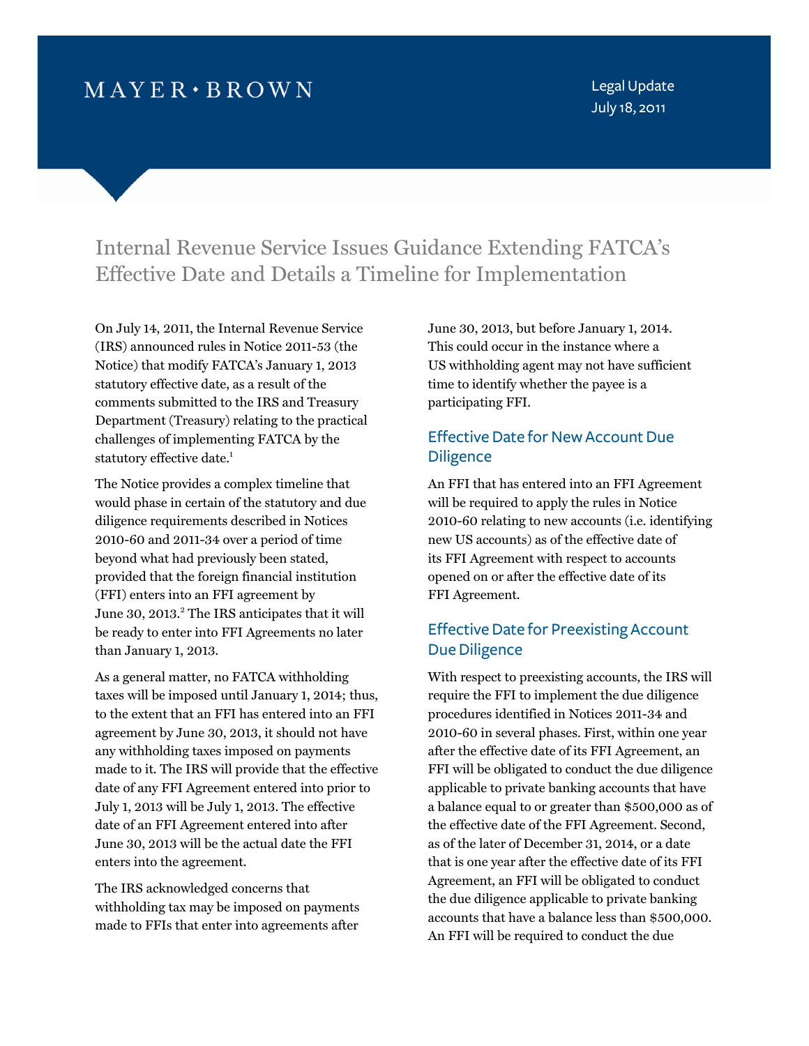MAYER • BROWN

Legal Update
July 18, 2011

# Internal Revenue Service Issues Guidance Extending FATCA's Effective Date and Details a Timeline for Implementation

On July 14, 2011, the Internal Revenue Service (IRS) announced rules in Notice 2011-53 (the Notice) that modify FATCA's January 1, 2013 statutory effective date, as a result of the comments submitted to the IRS and Treasury Department (Treasury) relating to the practical challenges of implementing FATCA by the statutory effective date.[1]

The Notice provides a complex timeline that would phase in certain of the statutory and due diligence requirements described in Notices 2010-60 and 2011-34 over a period of time beyond what had previously been stated, provided that the foreign financial institution (FFI) enters into an FFI agreement by June 30, 2013.[2] The IRS anticipates that it will be ready to enter into FFI Agreements no later than January 1, 2013.

As a general matter, no FATCA withholding taxes will be imposed until January 1, 2014; thus, to the extent that an FFI has entered into an FFI agreement by June 30, 2013, it should not have any withholding taxes imposed on payments made to it. The IRS will provide that the effective date of any FFI Agreement entered into prior to July 1, 2013 will be July 1, 2013. The effective date of an FFI Agreement entered into after June 30, 2013 will be the actual date the FFI enters into the agreement.

The IRS acknowledged concerns that withholding tax may be imposed on payments made to FFIs that enter into agreements after June 30, 2013, but before January 1, 2014. This could occur in the instance where a US withholding agent may not have sufficient time to identify whether the payee is a participating FFI.

## Effective Date for New Account Due Diligence

An FFI that has entered into an FFI Agreement will be required to apply the rules in Notice 2010-60 relating to new accounts (i.e. identifying new US accounts) as of the effective date of its FFI Agreement with respect to accounts opened on or after the effective date of its FFI Agreement.

## Effective Date for Preexisting Account Due Diligence

With respect to preexisting accounts, the IRS will require the FFI to implement the due diligence procedures identified in Notices 2011-34 and 2010-60 in several phases. First, within one year after the effective date of its FFI Agreement, an FFI will be obligated to conduct the due diligence applicable to private banking accounts that have a balance equal to or greater than $500,000 as of the effective date of the FFI Agreement. Second, as of the later of December 31, 2014, or a date that is one year after the effective date of its FFI Agreement, an FFI will be obligated to conduct the due diligence applicable to private banking accounts that have a balance less than $500,000. An FFI will be required to conduct the due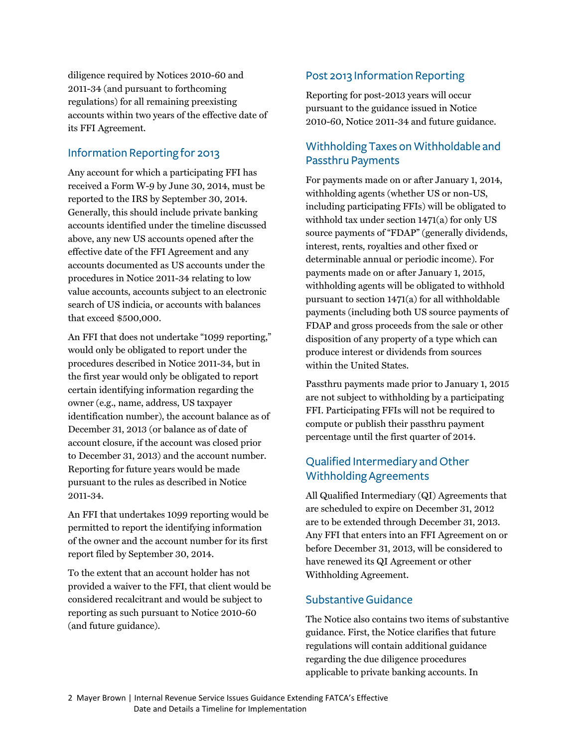diligence required by Notices 2010-60 and 2011-34 (and pursuant to forthcoming regulations) for all remaining preexisting accounts within two years of the effective date of its FFI Agreement.

## Information Reporting for 2013

Any account for which a participating FFI has received a Form W-9 by June 30, 2014, must be reported to the IRS by September 30, 2014. Generally, this should include private banking accounts identified under the timeline discussed above, any new US accounts opened after the effective date of the FFI Agreement and any accounts documented as US accounts under the procedures in Notice 2011-34 relating to low value accounts, accounts subject to an electronic search of US indicia, or accounts with balances that exceed $500,000.

An FFI that does not undertake "1099 reporting," would only be obligated to report under the procedures described in Notice 2011-34, but in the first year would only be obligated to report certain identifying information regarding the owner (e.g., name, address, US taxpayer identification number), the account balance as of December 31, 2013 (or balance as of date of account closure, if the account was closed prior to December 31, 2013) and the account number. Reporting for future years would be made pursuant to the rules as described in Notice 2011-34.

An FFI that undertakes 1099 reporting would be permitted to report the identifying information of the owner and the account number for its first report filed by September 30, 2014.

To the extent that an account holder has not provided a waiver to the FFI, that client would be considered recalcitrant and would be subject to reporting as such pursuant to Notice 2010-60 (and future guidance).

## Post 2013 Information Reporting

Reporting for post-2013 years will occur pursuant to the guidance issued in Notice 2010-60, Notice 2011-34 and future guidance.

## Withholding Taxes on Withholdable and Passthru Payments

For payments made on or after January 1, 2014, withholding agents (whether US or non-US, including participating FFIs) will be obligated to withhold tax under section 1471(a) for only US source payments of "FDAP" (generally dividends, interest, rents, royalties and other fixed or determinable annual or periodic income). For payments made on or after January 1, 2015, withholding agents will be obligated to withhold pursuant to section 1471(a) for all withholdable payments (including both US source payments of FDAP and gross proceeds from the sale or other disposition of any property of a type which can produce interest or dividends from sources within the United States.

Passthru payments made prior to January 1, 2015 are not subject to withholding by a participating FFI. Participating FFIs will not be required to compute or publish their passthru payment percentage until the first quarter of 2014.

## Qualified Intermediary and Other Withholding Agreements

All Qualified Intermediary (QI) Agreements that are scheduled to expire on December 31, 2012 are to be extended through December 31, 2013. Any FFI that enters into an FFI Agreement on or before December 31, 2013, will be considered to have renewed its QI Agreement or other Withholding Agreement.

## Substantive Guidance

The Notice also contains two items of substantive guidance. First, the Notice clarifies that future regulations will contain additional guidance regarding the due diligence procedures applicable to private banking accounts. In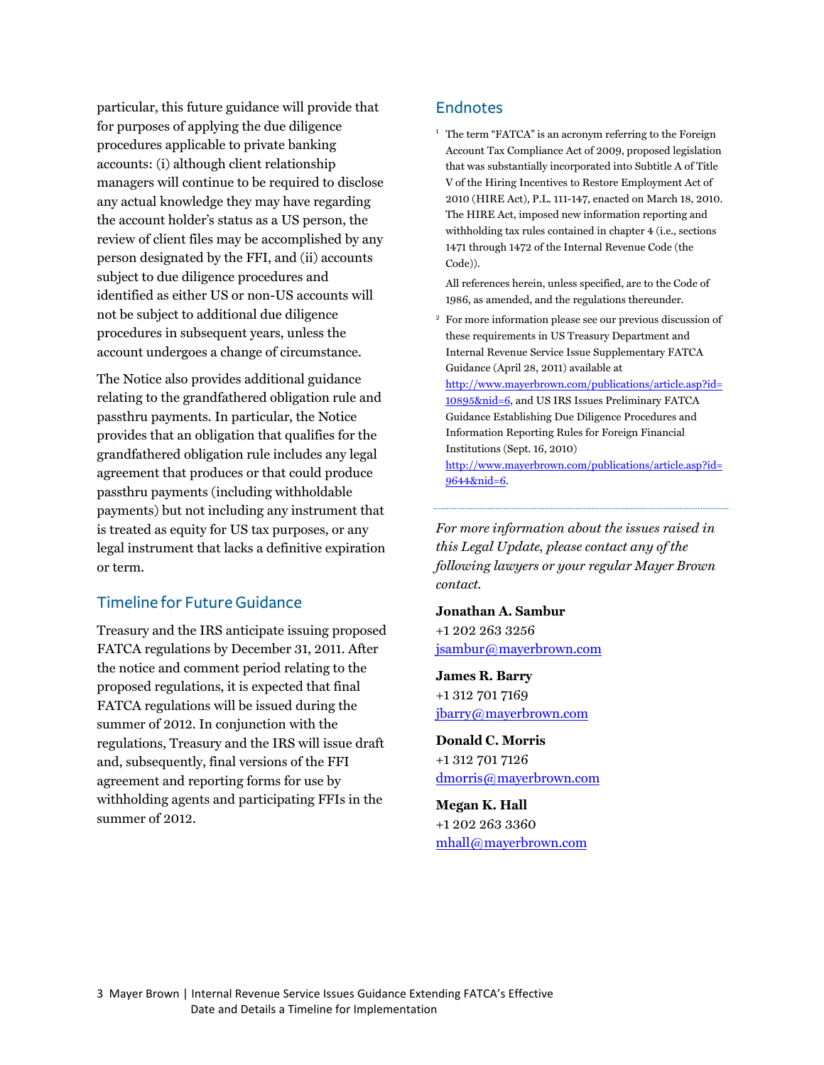particular, this future guidance will provide that for purposes of applying the due diligence procedures applicable to private banking accounts: (i) although client relationship managers will continue to be required to disclose any actual knowledge they may have regarding the account holder's status as a US person, the review of client files may be accomplished by any person designated by the FFI, and (ii) accounts subject to due diligence procedures and identified as either US or non-US accounts will not be subject to additional due diligence procedures in subsequent years, unless the account undergoes a change of circumstance.

The Notice also provides additional guidance relating to the grandfathered obligation rule and passthru payments. In particular, the Notice provides that an obligation that qualifies for the grandfathered obligation rule includes any legal agreement that produces or that could produce passthru payments (including withholdable payments) but not including any instrument that is treated as equity for US tax purposes, or any legal instrument that lacks a definitive expiration or term.

## Timeline for Future Guidance

Treasury and the IRS anticipate issuing proposed FATCA regulations by December 31, 2011. After the notice and comment period relating to the proposed regulations, it is expected that final FATCA regulations will be issued during the summer of 2012. In conjunction with the regulations, Treasury and the IRS will issue draft and, subsequently, final versions of the FFI agreement and reporting forms for use by withholding agents and participating FFIs in the summer of 2012.

## Endnotes

[1] The term "FATCA" is an acronym referring to the Foreign Account Tax Compliance Act of 2009, proposed legislation that was substantially incorporated into Subtitle A of Title V of the Hiring Incentives to Restore Employment Act of 2010 (HIRE Act), P.L. 111-147, enacted on March 18, 2010. The HIRE Act, imposed new information reporting and withholding tax rules contained in chapter 4 (i.e., sections 1471 through 1472 of the Internal Revenue Code (the Code)).

All references herein, unless specified, are to the Code of 1986, as amended, and the regulations thereunder.

[2] For more information please see our previous discussion of these requirements in US Treasury Department and Internal Revenue Service Issue Supplementary FATCA Guidance (April 28, 2011) available at http://www.mayerbrown.com/publications/article.asp?id=10895&nid=6, and US IRS Issues Preliminary FATCA Guidance Establishing Due Diligence Procedures and Information Reporting Rules for Foreign Financial Institutions (Sept. 16, 2010) http://www.mayerbrown.com/publications/article.asp?id=9644&nid=6.

---

*For more information about the issues raised in this Legal Update, please contact any of the following lawyers or your regular Mayer Brown contact.*

**Jonathan A. Sambur**
+1 202 263 3256
jsambur@mayerbrown.com

**James R. Barry**
+1 312 701 7169
jbarry@mayerbrown.com

**Donald C. Morris**
+1 312 701 7126
dmorris@mayerbrown.com

**Megan K. Hall**
+1 202 263 3360
mhall@mayerbrown.com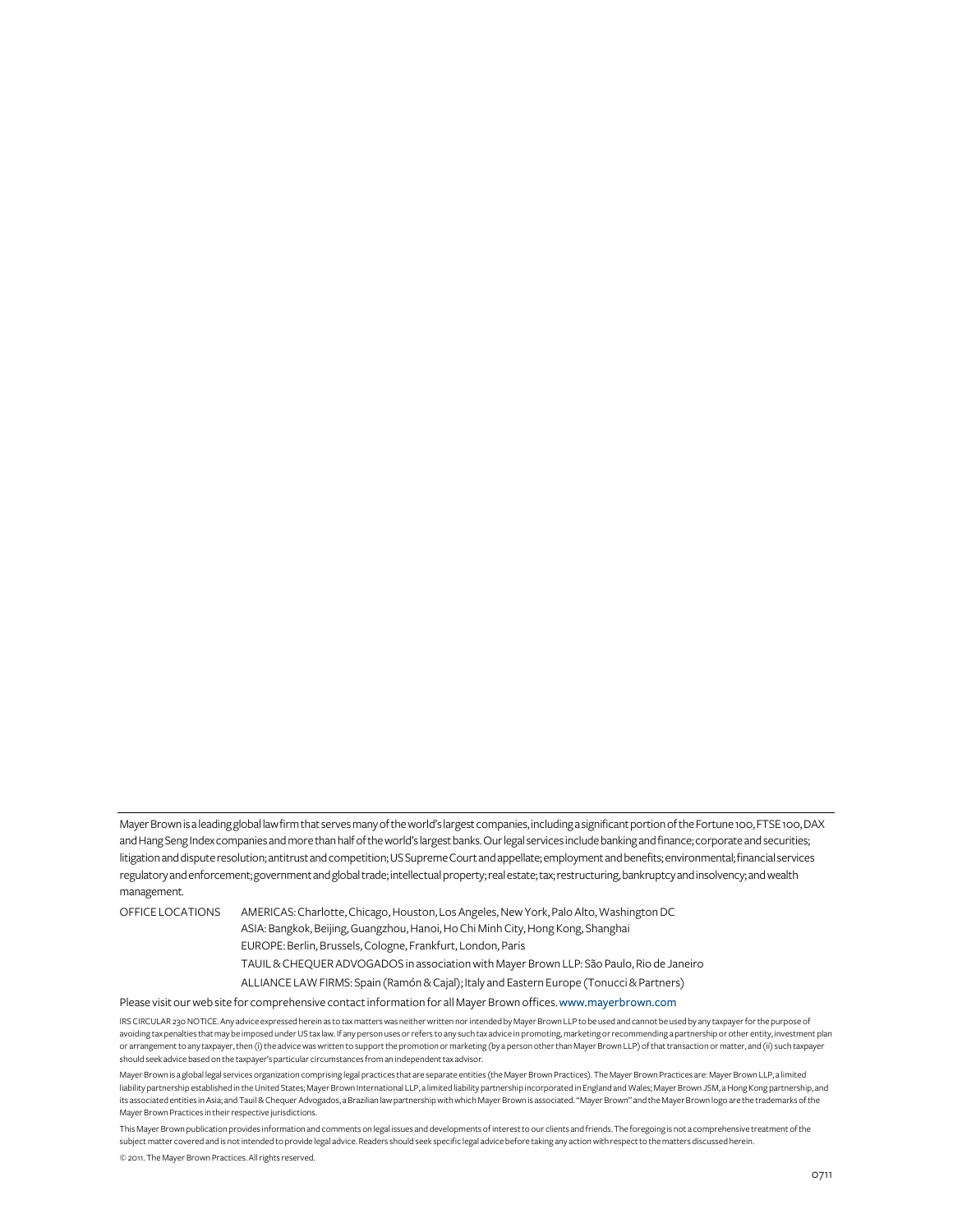Mayer Brown is a leading global law firm that serves many of the world's largest companies, including a significant portion of the Fortune 100, FTSE 100, DAX and Hang Seng Index companies and more than half of the world's largest banks. Our legal services include banking and finance; corporate and securities; litigation and dispute resolution; antitrust and competition; US Supreme Court and appellate; employment and benefits; environmental; financial services regulatory and enforcement; government and global trade; intellectual property; real estate; tax; restructuring, bankruptcy and insolvency; and wealth management.

OFFICE LOCATIONS AMERICAS: Charlotte, Chicago, Houston, Los Angeles, New York, Palo Alto, Washington DC
ASIA: Bangkok, Beijing, Guangzhou, Hanoi, Ho Chi Minh City, Hong Kong, Shanghai
EUROPE: Berlin, Brussels, Cologne, Frankfurt, London, Paris
TAUIL & CHEQUER ADVOGADOS in association with Mayer Brown LLP: São Paulo, Rio de Janeiro
ALLIANCE LAW FIRMS: Spain (Ramón & Cajal); Italy and Eastern Europe (Tonucci & Partners)

Please visit our web site for comprehensive contact information for all Mayer Brown offices. www.mayerbrown.com

IRS CIRCULAR 230 NOTICE. Any advice expressed herein as to tax matters was neither written nor intended by Mayer Brown LLP to be used and cannot be used by any taxpayer for the purpose of avoiding tax penalties that may be imposed under US tax law. If any person uses or refers to any such tax advice in promoting, marketing or recommending a partnership or other entity, investment plan or arrangement to any taxpayer, then (i) the advice was written to support the promotion or marketing (by a person other than Mayer Brown LLP) of that transaction or matter, and (ii) such taxpayer should seek advice based on the taxpayer's particular circumstances from an independent tax advisor.

Mayer Brown is a global legal services organization comprising legal practices that are separate entities (the Mayer Brown Practices). The Mayer Brown Practices are: Mayer Brown LLP, a limited liability partnership established in the United States; Mayer Brown International LLP, a limited liability partnership incorporated in England and Wales; Mayer Brown JSM, a Hong Kong partnership, and its associated entities in Asia; and Tauil & Chequer Advogados, a Brazilian law partnership with which Mayer Brown is associated. "Mayer Brown" and the Mayer Brown logo are the trademarks of the Mayer Brown Practices in their respective jurisdictions.

This Mayer Brown publication provides information and comments on legal issues and developments of interest to our clients and friends. The foregoing is not a comprehensive treatment of the subject matter covered and is not intended to provide legal advice. Readers should seek specific legal advice before taking any action with respect to the matters discussed herein.

© 2011. The Mayer Brown Practices. All rights reserved.

0711